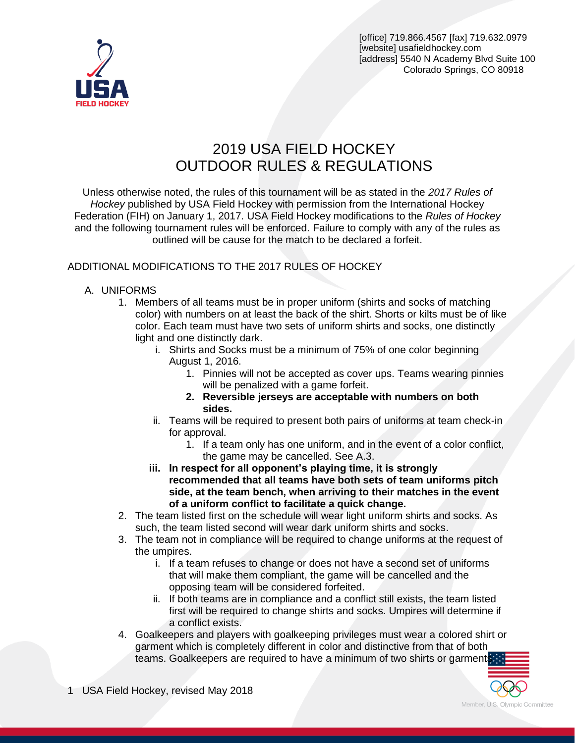[office] 719.866.4567 [fax] 719.632.0979
[website] usafieldhockey.com
[address] 5540 N Academy Blvd Suite 100
Colorado Springs, CO 80918

# 2019 USA FIELD HOCKEY OUTDOOR RULES & REGULATIONS

Unless otherwise noted, the rules of this tournament will be as stated in the *2017 Rules of Hockey* published by USA Field Hockey with permission from the International Hockey Federation (FIH) on January 1, 2017. USA Field Hockey modifications to the *Rules of Hockey* and the following tournament rules will be enforced. Failure to comply with any of the rules as outlined will be cause for the match to be declared a forfeit.

## ADDITIONAL MODIFICATIONS TO THE 2017 RULES OF HOCKEY

A. UNIFORMS

1. Members of all teams must be in proper uniform (shirts and socks of matching color) with numbers on at least the back of the shirt. Shorts or kilts must be of like color. Each team must have two sets of uniform shirts and socks, one distinctly light and one distinctly dark.
   - i. Shirts and Socks must be a minimum of 75% of one color beginning August 1, 2016.
     1. Pinnies will not be accepted as cover ups. Teams wearing pinnies will be penalized with a game forfeit.
     2. **Reversible jerseys are acceptable with numbers on both sides.**
   - ii. Teams will be required to present both pairs of uniforms at team check-in for approval.
     1. If a team only has one uniform, and in the event of a color conflict, the game may be cancelled. See A.3.
   - **iii. In respect for all opponent's playing time, it is strongly recommended that all teams have both sets of team uniforms pitch side, at the team bench, when arriving to their matches in the event of a uniform conflict to facilitate a quick change.**
2. The team listed first on the schedule will wear light uniform shirts and socks. As such, the team listed second will wear dark uniform shirts and socks.
3. The team not in compliance will be required to change uniforms at the request of the umpires.
   - i. If a team refuses to change or does not have a second set of uniforms that will make them compliant, the game will be cancelled and the opposing team will be considered forfeited.
   - ii. If both teams are in compliance and a conflict still exists, the team listed first will be required to change shirts and socks. Umpires will determine if a conflict exists.
4. Goalkeepers and players with goalkeeping privileges must wear a colored shirt or garment which is completely different in color and distinctive from that of both teams. Goalkeepers are required to have a minimum of two shirts or garments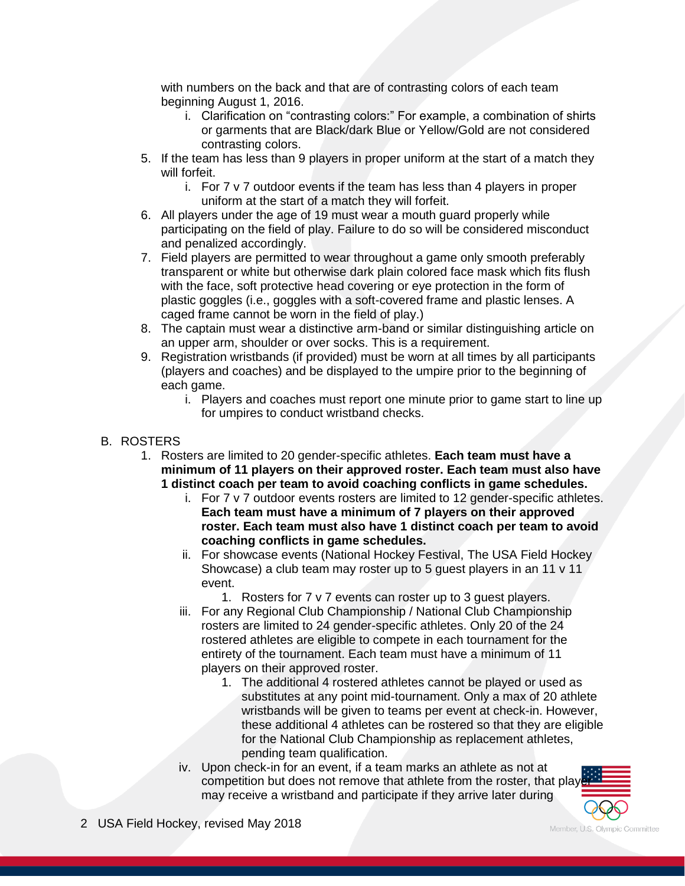with numbers on the back and that are of contrasting colors of each team beginning August 1, 2016.

   i. Clarification on "contrasting colors:" For example, a combination of shirts or garments that are Black/dark Blue or Yellow/Gold are not considered contrasting colors.

5. If the team has less than 9 players in proper uniform at the start of a match they will forfeit.
   i. For 7 v 7 outdoor events if the team has less than 4 players in proper uniform at the start of a match they will forfeit.
6. All players under the age of 19 must wear a mouth guard properly while participating on the field of play. Failure to do so will be considered misconduct and penalized accordingly.
7. Field players are permitted to wear throughout a game only smooth preferably transparent or white but otherwise dark plain colored face mask which fits flush with the face, soft protective head covering or eye protection in the form of plastic goggles (i.e., goggles with a soft-covered frame and plastic lenses. A caged frame cannot be worn in the field of play.)
8. The captain must wear a distinctive arm-band or similar distinguishing article on an upper arm, shoulder or over socks. This is a requirement.
9. Registration wristbands (if provided) must be worn at all times by all participants (players and coaches) and be displayed to the umpire prior to the beginning of each game.
   i. Players and coaches must report one minute prior to game start to line up for umpires to conduct wristband checks.

B. ROSTERS

1. Rosters are limited to 20 gender-specific athletes. **Each team must have a minimum of 11 players on their approved roster. Each team must also have 1 distinct coach per team to avoid coaching conflicts in game schedules.**
   i. For 7 v 7 outdoor events rosters are limited to 12 gender-specific athletes. **Each team must have a minimum of 7 players on their approved roster. Each team must also have 1 distinct coach per team to avoid coaching conflicts in game schedules.**
   ii. For showcase events (National Hockey Festival, The USA Field Hockey Showcase) a club team may roster up to 5 guest players in an 11 v 11 event.
      1. Rosters for 7 v 7 events can roster up to 3 guest players.
   iii. For any Regional Club Championship / National Club Championship rosters are limited to 24 gender-specific athletes. Only 20 of the 24 rostered athletes are eligible to compete in each tournament for the entirety of the tournament. Each team must have a minimum of 11 players on their approved roster.
      1. The additional 4 rostered athletes cannot be played or used as substitutes at any point mid-tournament. Only a max of 20 athlete wristbands will be given to teams per event at check-in. However, these additional 4 athletes can be rostered so that they are eligible for the National Club Championship as replacement athletes, pending team qualification.
   iv. Upon check-in for an event, if a team marks an athlete as not at competition but does not remove that athlete from the roster, that player may receive a wristband and participate if they arrive later during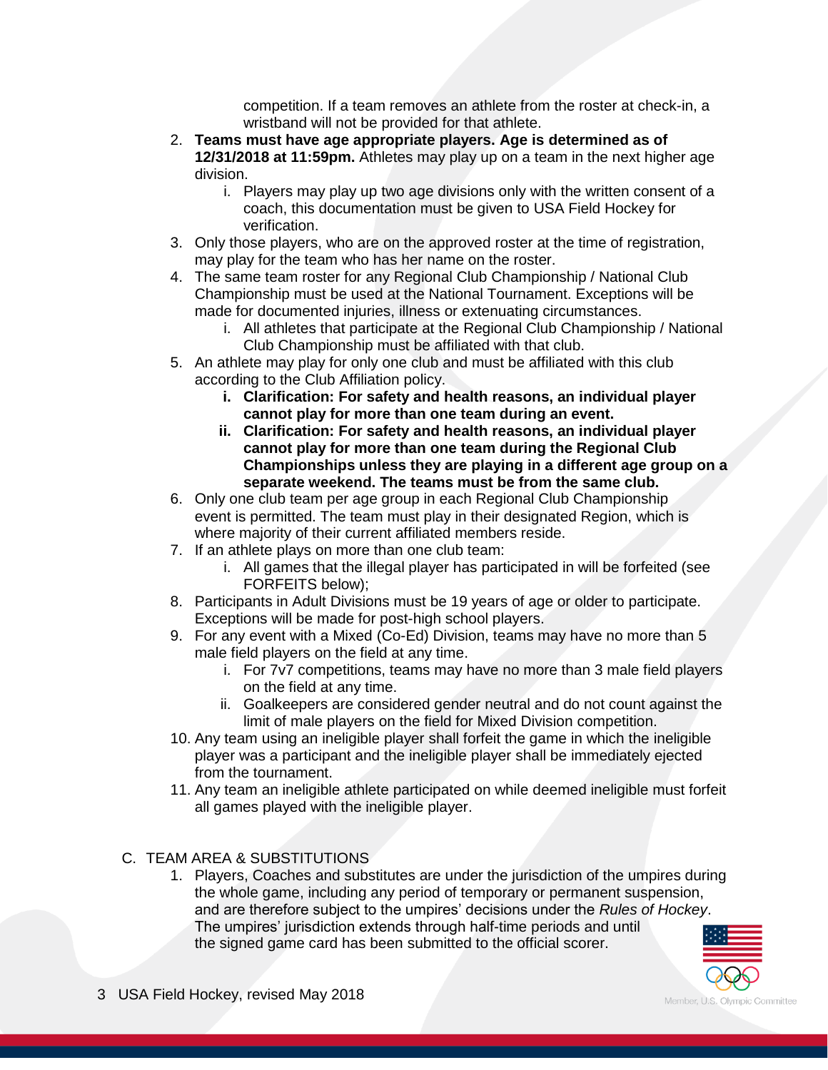competition. If a team removes an athlete from the roster at check-in, a wristband will not be provided for that athlete.

2. **Teams must have age appropriate players. Age is determined as of 12/31/2018 at 11:59pm.** Athletes may play up on a team in the next higher age division.
    i. Players may play up two age divisions only with the written consent of a coach, this documentation must be given to USA Field Hockey for verification.
3. Only those players, who are on the approved roster at the time of registration, may play for the team who has her name on the roster.
4. The same team roster for any Regional Club Championship / National Club Championship must be used at the National Tournament. Exceptions will be made for documented injuries, illness or extenuating circumstances.
    i. All athletes that participate at the Regional Club Championship / National Club Championship must be affiliated with that club.
5. An athlete may play for only one club and must be affiliated with this club according to the Club Affiliation policy.
    **i. Clarification: For safety and health reasons, an individual player cannot play for more than one team during an event.**
    **ii. Clarification: For safety and health reasons, an individual player cannot play for more than one team during the Regional Club Championships unless they are playing in a different age group on a separate weekend. The teams must be from the same club.**
6. Only one club team per age group in each Regional Club Championship event is permitted. The team must play in their designated Region, which is where majority of their current affiliated members reside.
7. If an athlete plays on more than one club team:
    i. All games that the illegal player has participated in will be forfeited (see FORFEITS below);
8. Participants in Adult Divisions must be 19 years of age or older to participate. Exceptions will be made for post-high school players.
9. For any event with a Mixed (Co-Ed) Division, teams may have no more than 5 male field players on the field at any time.
    i. For 7v7 competitions, teams may have no more than 3 male field players on the field at any time.
    ii. Goalkeepers are considered gender neutral and do not count against the limit of male players on the field for Mixed Division competition.
10. Any team using an ineligible player shall forfeit the game in which the ineligible player was a participant and the ineligible player shall be immediately ejected from the tournament.
11. Any team an ineligible athlete participated on while deemed ineligible must forfeit all games played with the ineligible player.

C. TEAM AREA & SUBSTITUTIONS

1. Players, Coaches and substitutes are under the jurisdiction of the umpires during the whole game, including any period of temporary or permanent suspension, and are therefore subject to the umpires' decisions under the *Rules of Hockey*. The umpires' jurisdiction extends through half-time periods and until the signed game card has been submitted to the official scorer.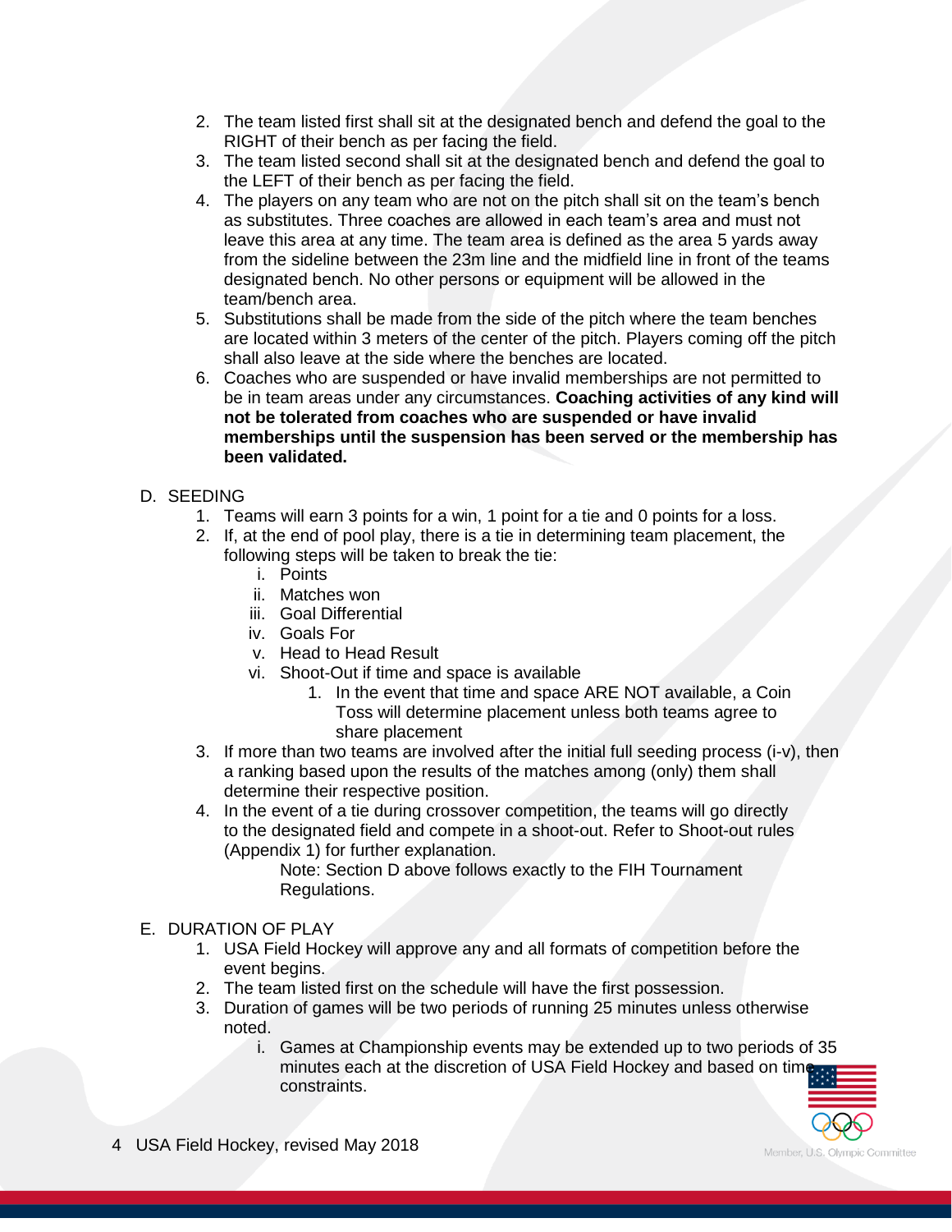2. The team listed first shall sit at the designated bench and defend the goal to the RIGHT of their bench as per facing the field.
3. The team listed second shall sit at the designated bench and defend the goal to the LEFT of their bench as per facing the field.
4. The players on any team who are not on the pitch shall sit on the team's bench as substitutes. Three coaches are allowed in each team's area and must not leave this area at any time. The team area is defined as the area 5 yards away from the sideline between the 23m line and the midfield line in front of the teams designated bench. No other persons or equipment will be allowed in the team/bench area.
5. Substitutions shall be made from the side of the pitch where the team benches are located within 3 meters of the center of the pitch. Players coming off the pitch shall also leave at the side where the benches are located.
6. Coaches who are suspended or have invalid memberships are not permitted to be in team areas under any circumstances. **Coaching activities of any kind will not be tolerated from coaches who are suspended or have invalid memberships until the suspension has been served or the membership has been validated.**

D. SEEDING

1. Teams will earn 3 points for a win, 1 point for a tie and 0 points for a loss.
2. If, at the end of pool play, there is a tie in determining team placement, the following steps will be taken to break the tie:
   - i. Points
   - ii. Matches won
   - iii. Goal Differential
   - iv. Goals For
   - v. Head to Head Result
   - vi. Shoot-Out if time and space is available
     1. In the event that time and space ARE NOT available, a Coin Toss will determine placement unless both teams agree to share placement
3. If more than two teams are involved after the initial full seeding process (i-v), then a ranking based upon the results of the matches among (only) them shall determine their respective position.
4. In the event of a tie during crossover competition, the teams will go directly to the designated field and compete in a shoot-out. Refer to Shoot-out rules (Appendix 1) for further explanation.

   Note: Section D above follows exactly to the FIH Tournament Regulations.

E. DURATION OF PLAY

1. USA Field Hockey will approve any and all formats of competition before the event begins.
2. The team listed first on the schedule will have the first possession.
3. Duration of games will be two periods of running 25 minutes unless otherwise noted.
   - i. Games at Championship events may be extended up to two periods of 35 minutes each at the discretion of USA Field Hockey and based on time constraints.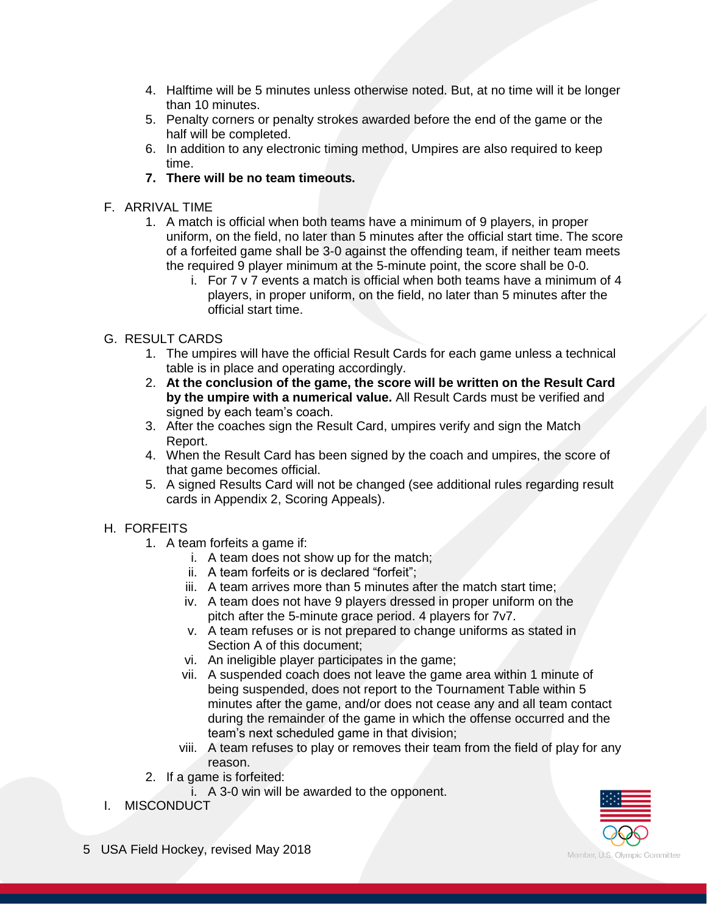4. Halftime will be 5 minutes unless otherwise noted. But, at no time will it be longer than 10 minutes.
5. Penalty corners or penalty strokes awarded before the end of the game or the half will be completed.
6. In addition to any electronic timing method, Umpires are also required to keep time.
7. **There will be no team timeouts.**

F. ARRIVAL TIME

1. A match is official when both teams have a minimum of 9 players, in proper uniform, on the field, no later than 5 minutes after the official start time. The score of a forfeited game shall be 3-0 against the offending team, if neither team meets the required 9 player minimum at the 5-minute point, the score shall be 0-0.
    i. For 7 v 7 events a match is official when both teams have a minimum of 4 players, in proper uniform, on the field, no later than 5 minutes after the official start time.

G. RESULT CARDS

1. The umpires will have the official Result Cards for each game unless a technical table is in place and operating accordingly.
2. **At the conclusion of the game, the score will be written on the Result Card by the umpire with a numerical value.** All Result Cards must be verified and signed by each team's coach.
3. After the coaches sign the Result Card, umpires verify and sign the Match Report.
4. When the Result Card has been signed by the coach and umpires, the score of that game becomes official.
5. A signed Results Card will not be changed (see additional rules regarding result cards in Appendix 2, Scoring Appeals).

H. FORFEITS

1. A team forfeits a game if:
    i. A team does not show up for the match;
    ii. A team forfeits or is declared "forfeit";
    iii. A team arrives more than 5 minutes after the match start time;
    iv. A team does not have 9 players dressed in proper uniform on the pitch after the 5-minute grace period. 4 players for 7v7.
    v. A team refuses or is not prepared to change uniforms as stated in Section A of this document;
    vi. An ineligible player participates in the game;
    vii. A suspended coach does not leave the game area within 1 minute of being suspended, does not report to the Tournament Table within 5 minutes after the game, and/or does not cease any and all team contact during the remainder of the game in which the offense occurred and the team's next scheduled game in that division;
    viii. A team refuses to play or removes their team from the field of play for any reason.
2. If a game is forfeited:
    i. A 3-0 win will be awarded to the opponent.

I. MISCONDUCT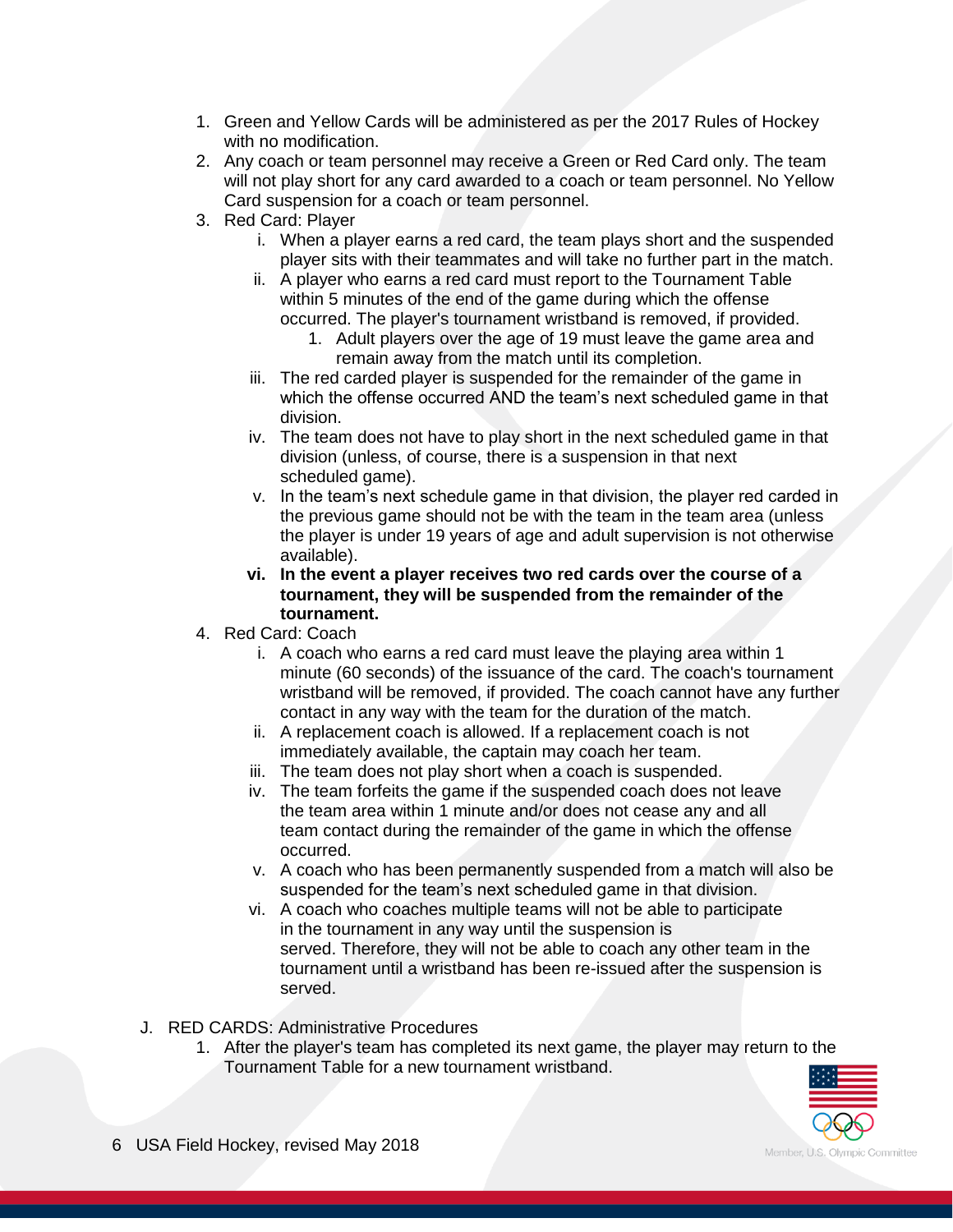1. Green and Yellow Cards will be administered as per the 2017 Rules of Hockey with no modification.
2. Any coach or team personnel may receive a Green or Red Card only. The team will not play short for any card awarded to a coach or team personnel. No Yellow Card suspension for a coach or team personnel.
3. Red Card: Player
    - i. When a player earns a red card, the team plays short and the suspended player sits with their teammates and will take no further part in the match.
    - ii. A player who earns a red card must report to the Tournament Table within 5 minutes of the end of the game during which the offense occurred. The player's tournament wristband is removed, if provided.
        1. Adult players over the age of 19 must leave the game area and remain away from the match until its completion.
    - iii. The red carded player is suspended for the remainder of the game in which the offense occurred AND the team's next scheduled game in that division.
    - iv. The team does not have to play short in the next scheduled game in that division (unless, of course, there is a suspension in that next scheduled game).
    - v. In the team's next schedule game in that division, the player red carded in the previous game should not be with the team in the team area (unless the player is under 19 years of age and adult supervision is not otherwise available).
    - **vi. In the event a player receives two red cards over the course of a tournament, they will be suspended from the remainder of the tournament.**
4. Red Card: Coach
    - i. A coach who earns a red card must leave the playing area within 1 minute (60 seconds) of the issuance of the card. The coach's tournament wristband will be removed, if provided. The coach cannot have any further contact in any way with the team for the duration of the match.
    - ii. A replacement coach is allowed. If a replacement coach is not immediately available, the captain may coach her team.
    - iii. The team does not play short when a coach is suspended.
    - iv. The team forfeits the game if the suspended coach does not leave the team area within 1 minute and/or does not cease any and all team contact during the remainder of the game in which the offense occurred.
    - v. A coach who has been permanently suspended from a match will also be suspended for the team's next scheduled game in that division.
    - vi. A coach who coaches multiple teams will not be able to participate in the tournament in any way until the suspension is served. Therefore, they will not be able to coach any other team in the tournament until a wristband has been re-issued after the suspension is served.

J. RED CARDS: Administrative Procedures

1. After the player's team has completed its next game, the player may return to the Tournament Table for a new tournament wristband.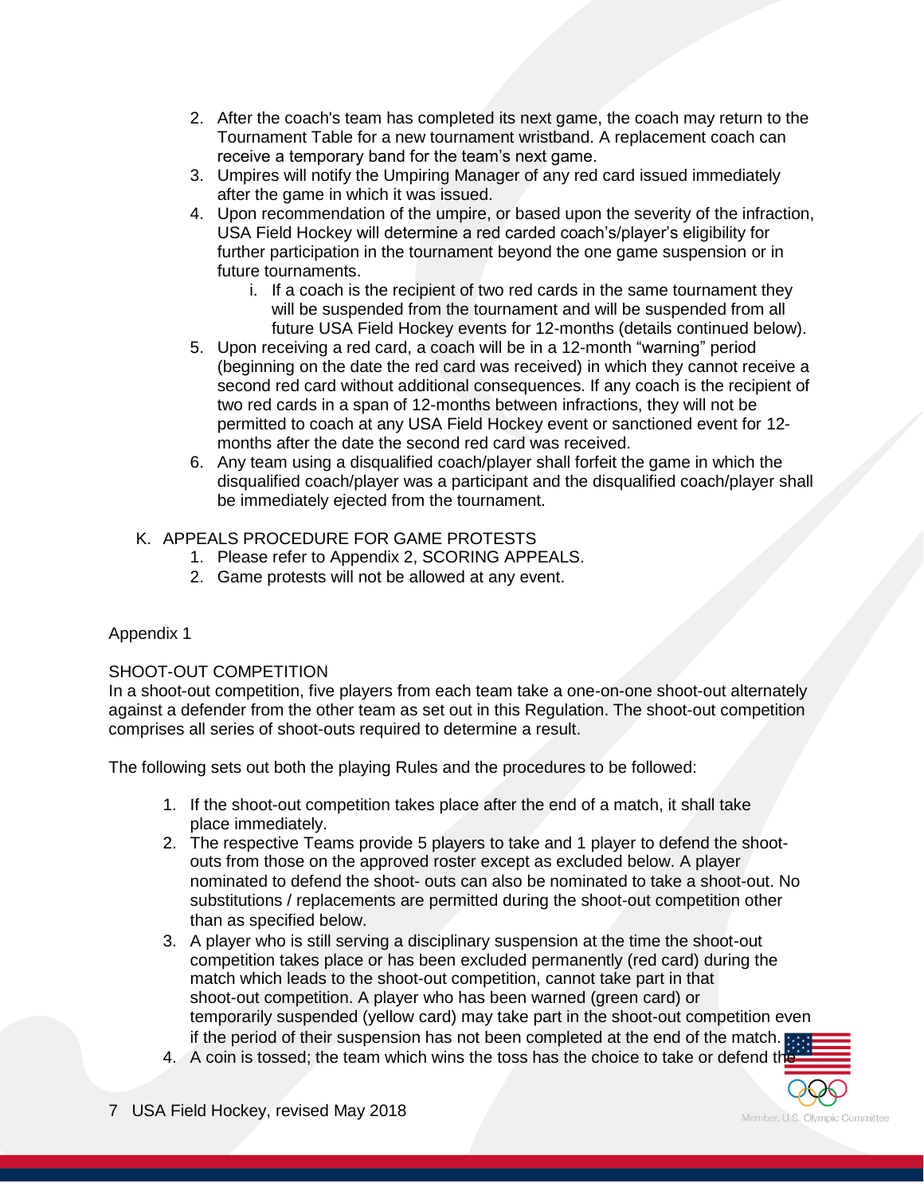2. After the coach's team has completed its next game, the coach may return to the Tournament Table for a new tournament wristband. A replacement coach can receive a temporary band for the team's next game.
3. Umpires will notify the Umpiring Manager of any red card issued immediately after the game in which it was issued.
4. Upon recommendation of the umpire, or based upon the severity of the infraction, USA Field Hockey will determine a red carded coach's/player's eligibility for further participation in the tournament beyond the one game suspension or in future tournaments.
   i. If a coach is the recipient of two red cards in the same tournament they will be suspended from the tournament and will be suspended from all future USA Field Hockey events for 12-months (details continued below).
5. Upon receiving a red card, a coach will be in a 12-month "warning" period (beginning on the date the red card was received) in which they cannot receive a second red card without additional consequences. If any coach is the recipient of two red cards in a span of 12-months between infractions, they will not be permitted to coach at any USA Field Hockey event or sanctioned event for 12-months after the date the second red card was received.
6. Any team using a disqualified coach/player shall forfeit the game in which the disqualified coach/player was a participant and the disqualified coach/player shall be immediately ejected from the tournament.

K. APPEALS PROCEDURE FOR GAME PROTESTS
   1. Please refer to Appendix 2, SCORING APPEALS.
   2. Game protests will not be allowed at any event.

## Appendix 1

### SHOOT-OUT COMPETITION

In a shoot-out competition, five players from each team take a one-on-one shoot-out alternately against a defender from the other team as set out in this Regulation. The shoot-out competition comprises all series of shoot-outs required to determine a result.

The following sets out both the playing Rules and the procedures to be followed:

1. If the shoot-out competition takes place after the end of a match, it shall take place immediately.
2. The respective Teams provide 5 players to take and 1 player to defend the shoot-outs from those on the approved roster except as excluded below. A player nominated to defend the shoot- outs can also be nominated to take a shoot-out. No substitutions / replacements are permitted during the shoot-out competition other than as specified below.
3. A player who is still serving a disciplinary suspension at the time the shoot-out competition takes place or has been excluded permanently (red card) during the match which leads to the shoot-out competition, cannot take part in that shoot-out competition. A player who has been warned (green card) or temporarily suspended (yellow card) may take part in the shoot-out competition even if the period of their suspension has not been completed at the end of the match.
4. A coin is tossed; the team which wins the toss has the choice to take or defend the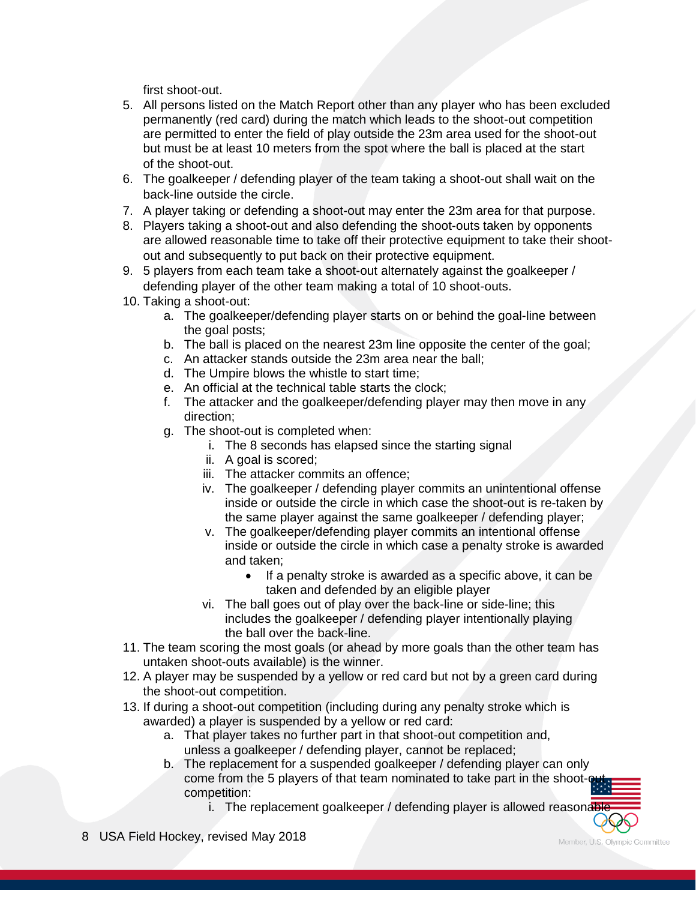first shoot-out.

5. All persons listed on the Match Report other than any player who has been excluded permanently (red card) during the match which leads to the shoot-out competition are permitted to enter the field of play outside the 23m area used for the shoot-out but must be at least 10 meters from the spot where the ball is placed at the start of the shoot-out.
6. The goalkeeper / defending player of the team taking a shoot-out shall wait on the back-line outside the circle.
7. A player taking or defending a shoot-out may enter the 23m area for that purpose.
8. Players taking a shoot-out and also defending the shoot-outs taken by opponents are allowed reasonable time to take off their protective equipment to take their shoot-out and subsequently to put back on their protective equipment.
9. 5 players from each team take a shoot-out alternately against the goalkeeper / defending player of the other team making a total of 10 shoot-outs.
10. Taking a shoot-out:
    a. The goalkeeper/defending player starts on or behind the goal-line between the goal posts;
    b. The ball is placed on the nearest 23m line opposite the center of the goal;
    c. An attacker stands outside the 23m area near the ball;
    d. The Umpire blows the whistle to start time;
    e. An official at the technical table starts the clock;
    f. The attacker and the goalkeeper/defending player may then move in any direction;
    g. The shoot-out is completed when:
        i. The 8 seconds has elapsed since the starting signal
        ii. A goal is scored;
        iii. The attacker commits an offence;
        iv. The goalkeeper / defending player commits an unintentional offense inside or outside the circle in which case the shoot-out is re-taken by the same player against the same goalkeeper / defending player;
        v. The goalkeeper/defending player commits an intentional offense inside or outside the circle in which case a penalty stroke is awarded and taken;
            - If a penalty stroke is awarded as a specific above, it can be taken and defended by an eligible player
        vi. The ball goes out of play over the back-line or side-line; this includes the goalkeeper / defending player intentionally playing the ball over the back-line.
11. The team scoring the most goals (or ahead by more goals than the other team has untaken shoot-outs available) is the winner.
12. A player may be suspended by a yellow or red card but not by a green card during the shoot-out competition.
13. If during a shoot-out competition (including during any penalty stroke which is awarded) a player is suspended by a yellow or red card:
    a. That player takes no further part in that shoot-out competition and, unless a goalkeeper / defending player, cannot be replaced;
    b. The replacement for a suspended goalkeeper / defending player can only come from the 5 players of that team nominated to take part in the shoot-out competition:
        i. The replacement goalkeeper / defending player is allowed reasonable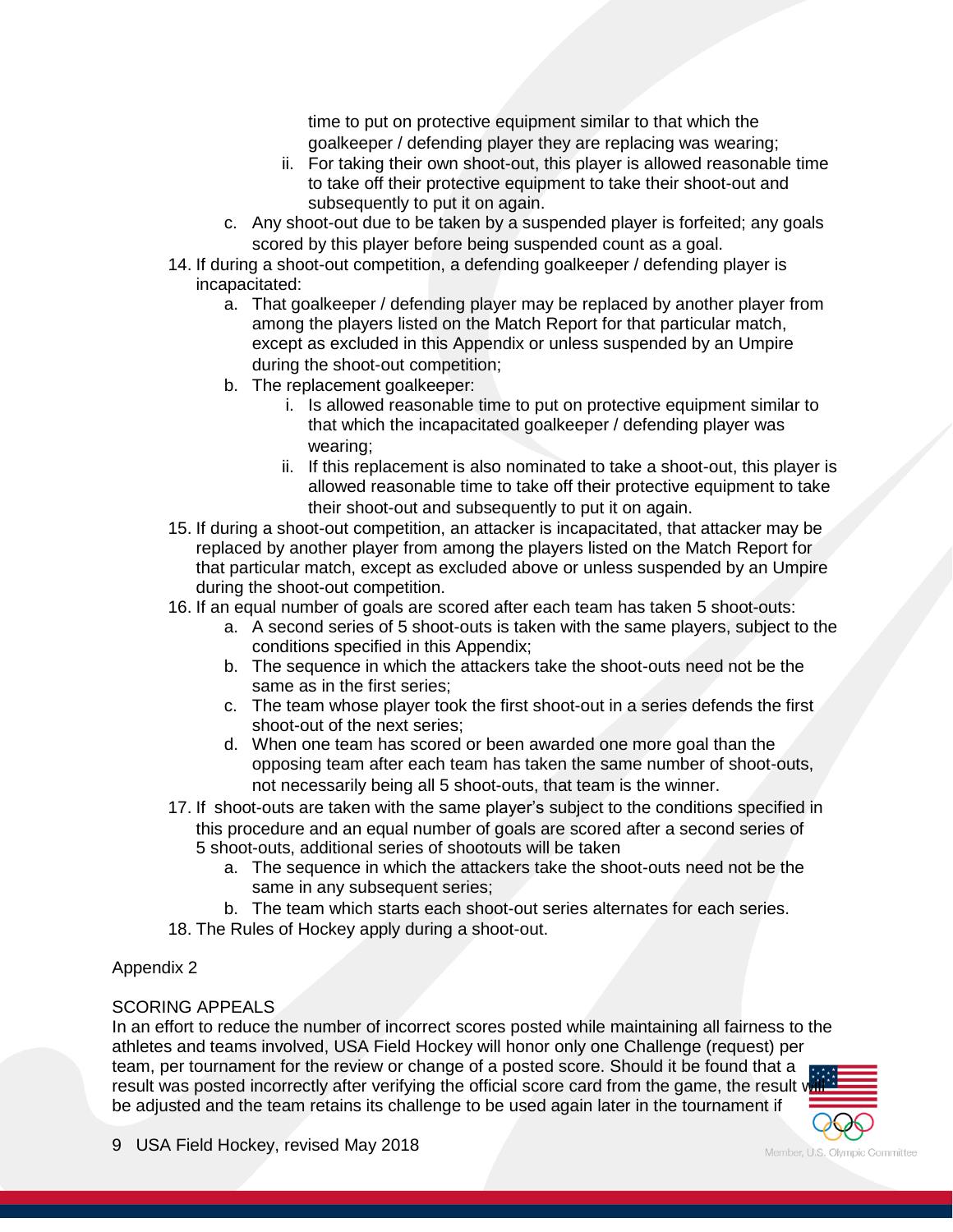time to put on protective equipment similar to that which the goalkeeper / defending player they are replacing was wearing;

    ii. For taking their own shoot-out, this player is allowed reasonable time to take off their protective equipment to take their shoot-out and subsequently to put it on again.

  c. Any shoot-out due to be taken by a suspended player is forfeited; any goals scored by this player before being suspended count as a goal.

14. If during a shoot-out competition, a defending goalkeeper / defending player is incapacitated:
    a. That goalkeeper / defending player may be replaced by another player from among the players listed on the Match Report for that particular match, except as excluded in this Appendix or unless suspended by an Umpire during the shoot-out competition;
    b. The replacement goalkeeper:
        i. Is allowed reasonable time to put on protective equipment similar to that which the incapacitated goalkeeper / defending player was wearing;
        ii. If this replacement is also nominated to take a shoot-out, this player is allowed reasonable time to take off their protective equipment to take their shoot-out and subsequently to put it on again.
15. If during a shoot-out competition, an attacker is incapacitated, that attacker may be replaced by another player from among the players listed on the Match Report for that particular match, except as excluded above or unless suspended by an Umpire during the shoot-out competition.
16. If an equal number of goals are scored after each team has taken 5 shoot-outs:
    a. A second series of 5 shoot-outs is taken with the same players, subject to the conditions specified in this Appendix;
    b. The sequence in which the attackers take the shoot-outs need not be the same as in the first series;
    c. The team whose player took the first shoot-out in a series defends the first shoot-out of the next series;
    d. When one team has scored or been awarded one more goal than the opposing team after each team has taken the same number of shoot-outs, not necessarily being all 5 shoot-outs, that team is the winner.
17. If shoot-outs are taken with the same player's subject to the conditions specified in this procedure and an equal number of goals are scored after a second series of 5 shoot-outs, additional series of shootouts will be taken
    a. The sequence in which the attackers take the shoot-outs need not be the same in any subsequent series;
    b. The team which starts each shoot-out series alternates for each series.
18. The Rules of Hockey apply during a shoot-out.

Appendix 2

SCORING APPEALS

In an effort to reduce the number of incorrect scores posted while maintaining all fairness to the athletes and teams involved, USA Field Hockey will honor only one Challenge (request) per team, per tournament for the review or change of a posted score. Should it be found that a result was posted incorrectly after verifying the official score card from the game, the result will be adjusted and the team retains its challenge to be used again later in the tournament if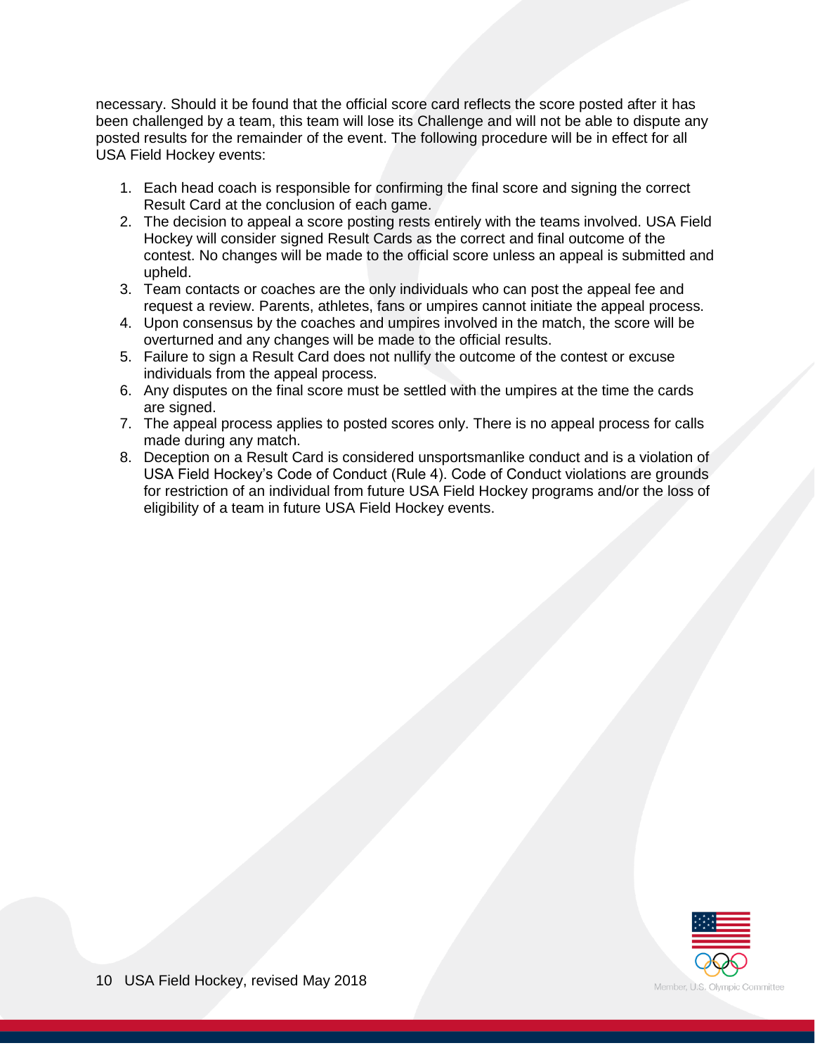necessary. Should it be found that the official score card reflects the score posted after it has been challenged by a team, this team will lose its Challenge and will not be able to dispute any posted results for the remainder of the event. The following procedure will be in effect for all USA Field Hockey events:

1. Each head coach is responsible for confirming the final score and signing the correct Result Card at the conclusion of each game.
2. The decision to appeal a score posting rests entirely with the teams involved. USA Field Hockey will consider signed Result Cards as the correct and final outcome of the contest. No changes will be made to the official score unless an appeal is submitted and upheld.
3. Team contacts or coaches are the only individuals who can post the appeal fee and request a review. Parents, athletes, fans or umpires cannot initiate the appeal process.
4. Upon consensus by the coaches and umpires involved in the match, the score will be overturned and any changes will be made to the official results.
5. Failure to sign a Result Card does not nullify the outcome of the contest or excuse individuals from the appeal process.
6. Any disputes on the final score must be settled with the umpires at the time the cards are signed.
7. The appeal process applies to posted scores only. There is no appeal process for calls made during any match.
8. Deception on a Result Card is considered unsportsmanlike conduct and is a violation of USA Field Hockey's Code of Conduct (Rule 4). Code of Conduct violations are grounds for restriction of an individual from future USA Field Hockey programs and/or the loss of eligibility of a team in future USA Field Hockey events.